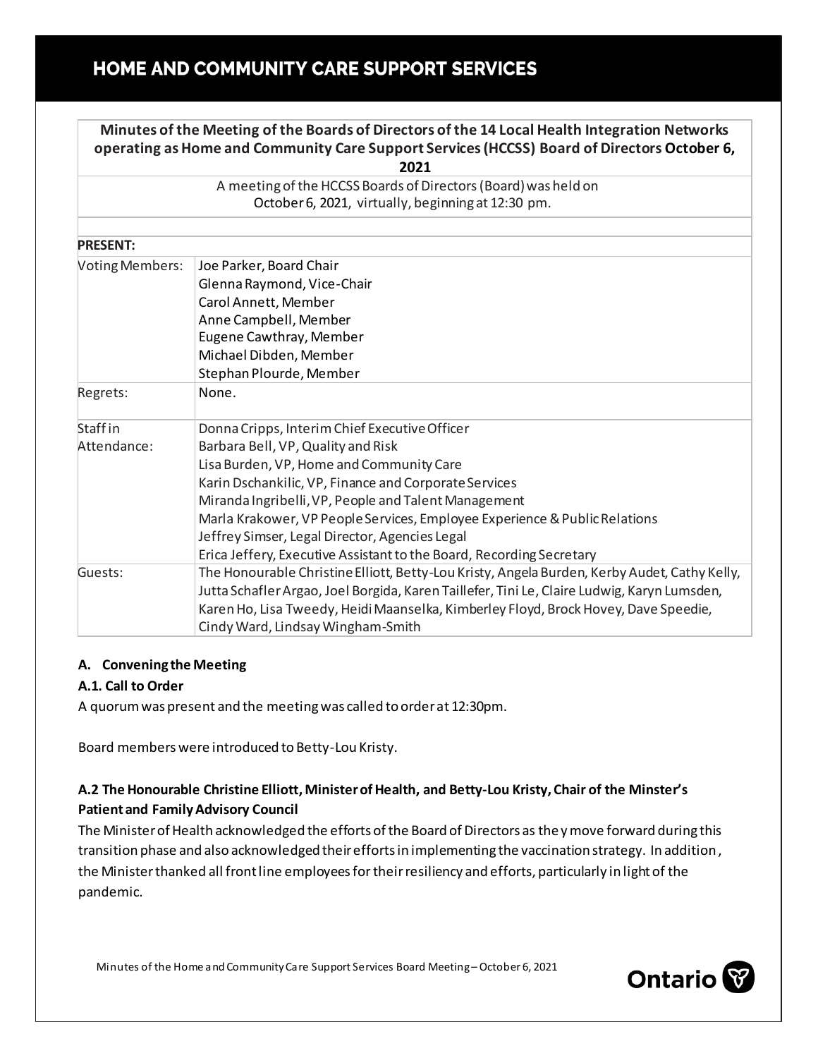# HOME AND COMMUNITY CARE SUPPORT SERVICES

**Minutes of the Meeting of the Boards of Directors of the 14 Local Health Integration Networks operating as Home and Community Care Support Services (HCCSS) Board of Directors October 6, 2021**

A meeting of the HCCSS Boards of Directors (Board) was held on October 6, 2021, virtually, beginning at 12:30 pm.

| **PRESENT:** | |
|---|---|
| Voting Members: | Joe Parker, Board Chair<br>Glenna Raymond, Vice-Chair<br>Carol Annett, Member<br>Anne Campbell, Member<br>Eugene Cawthray, Member<br>Michael Dibden, Member<br>Stephan Plourde, Member |
| Regrets: | None. |
| Staff in Attendance: | Donna Cripps, Interim Chief Executive Officer<br>Barbara Bell, VP, Quality and Risk<br>Lisa Burden, VP, Home and Community Care<br>Karin Dschankilic, VP, Finance and Corporate Services<br>Miranda Ingribelli, VP, People and Talent Management<br>Marla Krakower, VP People Services, Employee Experience & Public Relations<br>Jeffrey Simser, Legal Director, Agencies Legal<br>Erica Jeffery, Executive Assistant to the Board, Recording Secretary |
| Guests: | The Honourable Christine Elliott, Betty-Lou Kristy, Angela Burden, Kerby Audet, Cathy Kelly, Jutta Schafler Argao, Joel Borgida, Karen Taillefer, Tini Le, Claire Ludwig, Karyn Lumsden, Karen Ho, Lisa Tweedy, Heidi Maanselka, Kimberley Floyd, Brock Hovey, Dave Speedie, Cindy Ward, Lindsay Wingham-Smith |

## A. Convening the Meeting

### A.1. Call to Order

A quorum was present and the meeting was called to order at 12:30pm.

Board members were introduced to Betty-Lou Kristy.

### A.2 The Honourable Christine Elliott, Minister of Health, and Betty-Lou Kristy, Chair of the Minster's Patient and Family Advisory Council

The Minister of Health acknowledged the efforts of the Board of Directors as they move forward during this transition phase and also acknowledged their efforts in implementing the vaccination strategy. In addition, the Minister thanked all front line employees for their resiliency and efforts, particularly in light of the pandemic.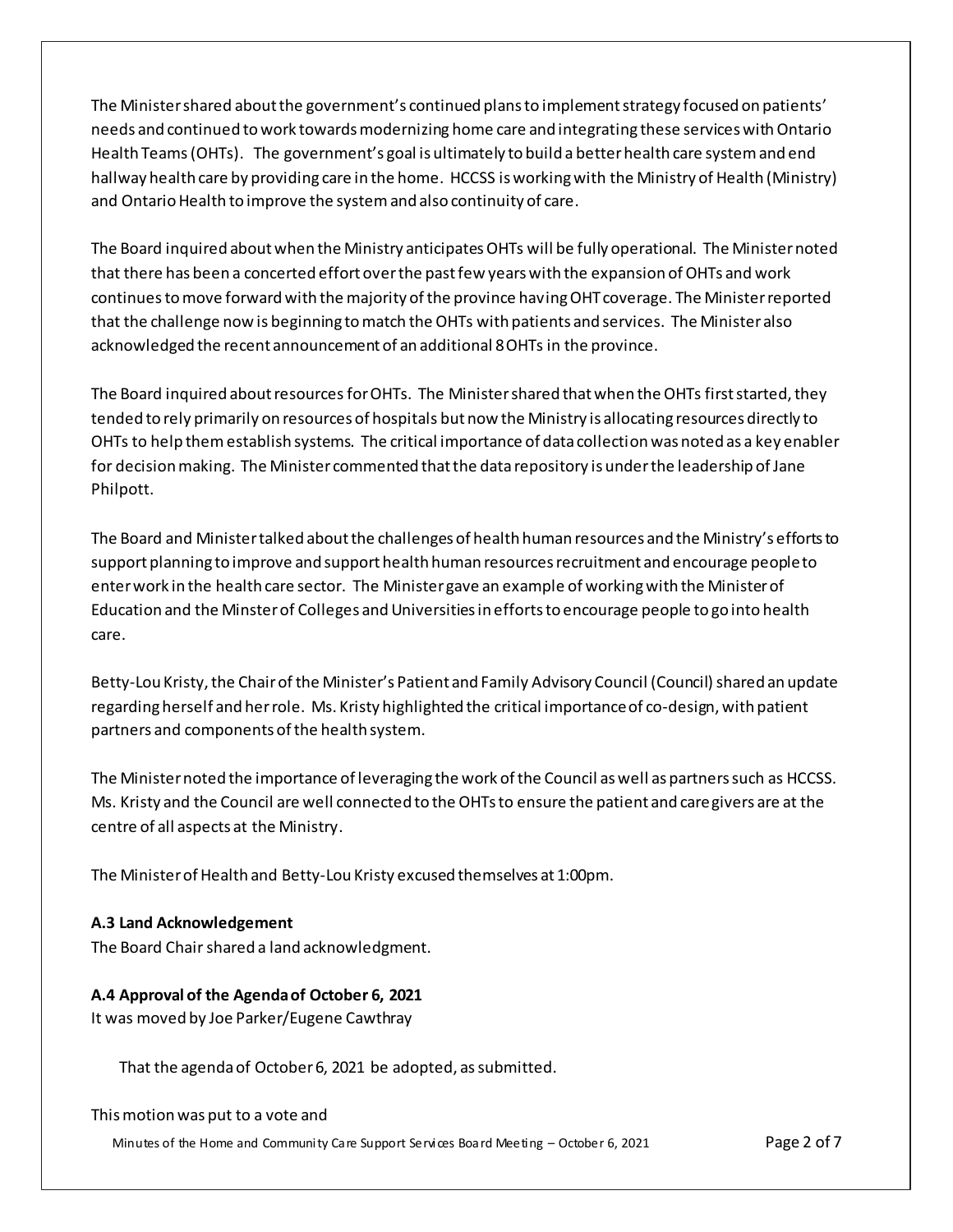The Minister shared about the government's continued plans to implement strategy focused on patients' needs and continued to work towards modernizing home care and integrating these services with Ontario Health Teams (OHTs). The government's goal is ultimately to build a better health care system and end hallway health care by providing care in the home. HCCSS is working with the Ministry of Health (Ministry) and Ontario Health to improve the system and also continuity of care.

The Board inquired about when the Ministry anticipates OHTs will be fully operational. The Minister noted that there has been a concerted effort over the past few years with the expansion of OHTs and work continues to move forward with the majority of the province having OHT coverage. The Minister reported that the challenge now is beginning to match the OHTs with patients and services. The Minister also acknowledged the recent announcement of an additional 8 OHTs in the province.

The Board inquired about resources for OHTs. The Minister shared that when the OHTs first started, they tended to rely primarily on resources of hospitals but now the Ministry is allocating resources directly to OHTs to help them establish systems. The critical importance of data collection was noted as a key enabler for decision making. The Minister commented that the data repository is under the leadership of Jane Philpott.

The Board and Minister talked about the challenges of health human resources and the Ministry's efforts to support planning to improve and support health human resources recruitment and encourage people to enter work in the health care sector. The Minister gave an example of working with the Minister of Education and the Minster of Colleges and Universities in efforts to encourage people to go into health care.

Betty-Lou Kristy, the Chair of the Minister's Patient and Family Advisory Council (Council) shared an update regarding herself and her role. Ms. Kristy highlighted the critical importance of co-design, with patient partners and components of the health system.

The Minister noted the importance of leveraging the work of the Council as well as partners such as HCCSS. Ms. Kristy and the Council are well connected to the OHTs to ensure the patient and caregivers are at the centre of all aspects at the Ministry.

The Minister of Health and Betty-Lou Kristy excused themselves at 1:00pm.

**A.3 Land Acknowledgement**

The Board Chair shared a land acknowledgment.

**A.4 Approval of the Agenda of October 6, 2021**

It was moved by Joe Parker/Eugene Cawthray

> That the agenda of October 6, 2021 be adopted, as submitted.

This motion was put to a vote and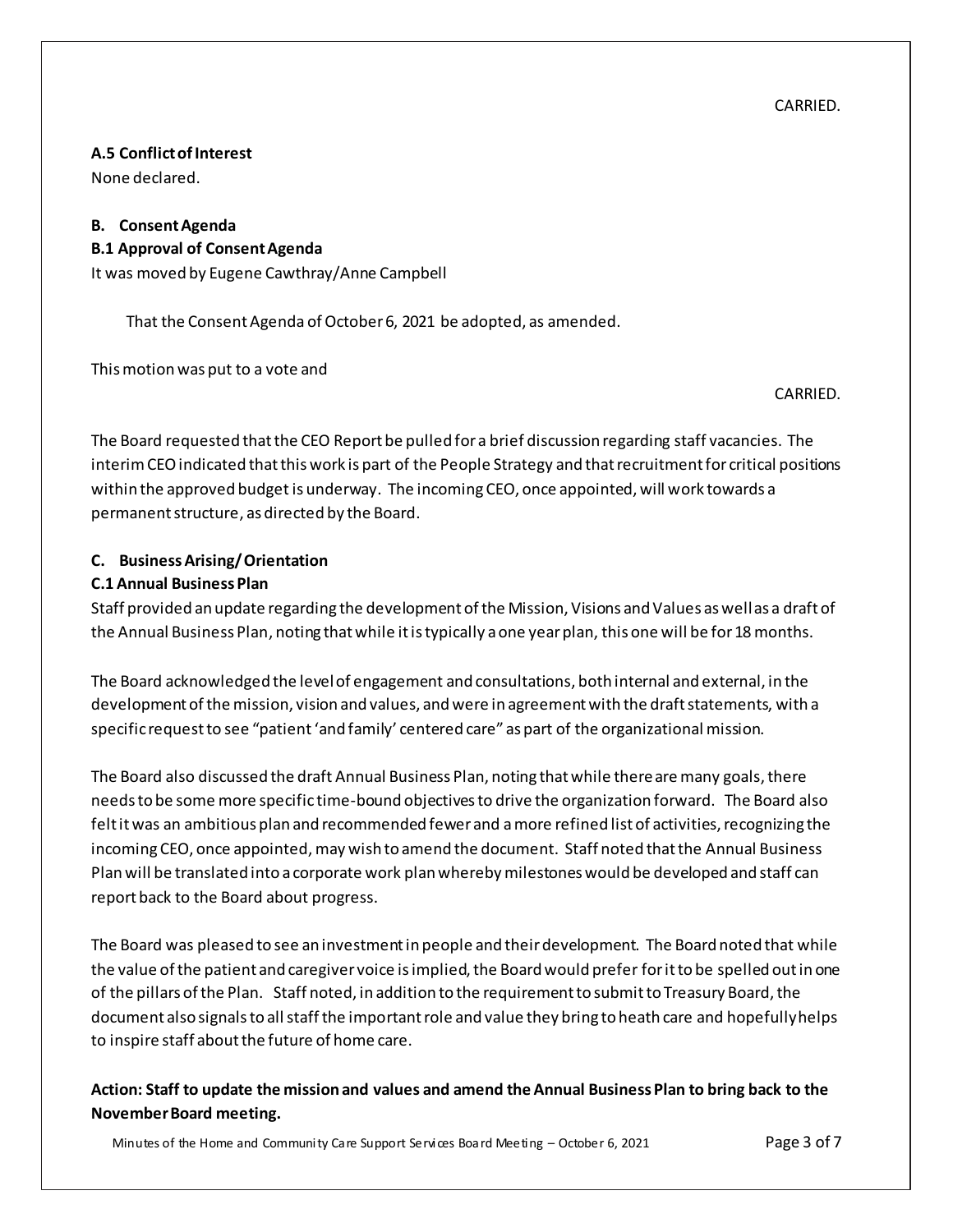CARRIED.

**A.5 Conflict of Interest**

None declared.

**B. Consent Agenda**

**B.1 Approval of Consent Agenda**

It was moved by Eugene Cawthray/Anne Campbell

That the Consent Agenda of October 6, 2021 be adopted, as amended.

This motion was put to a vote and

CARRIED.

The Board requested that the CEO Report be pulled for a brief discussion regarding staff vacancies. The interim CEO indicated that this work is part of the People Strategy and that recruitment for critical positions within the approved budget is underway. The incoming CEO, once appointed, will work towards a permanent structure, as directed by the Board.

**C. Business Arising/ Orientation**

**C.1 Annual Business Plan**

Staff provided an update regarding the development of the Mission, Visions and Values as well as a draft of the Annual Business Plan, noting that while it is typically a one year plan, this one will be for 18 months.

The Board acknowledged the level of engagement and consultations, both internal and external, in the development of the mission, vision and values, and were in agreement with the draft statements, with a specific request to see "patient 'and family' centered care" as part of the organizational mission.

The Board also discussed the draft Annual Business Plan, noting that while there are many goals, there needs to be some more specific time-bound objectives to drive the organization forward. The Board also felt it was an ambitious plan and recommended fewer and a more refined list of activities, recognizing the incoming CEO, once appointed, may wish to amend the document. Staff noted that the Annual Business Plan will be translated into a corporate work plan whereby milestones would be developed and staff can report back to the Board about progress.

The Board was pleased to see an investment in people and their development. The Board noted that while the value of the patient and caregiver voice is implied, the Board would prefer for it to be spelled out in one of the pillars of the Plan. Staff noted, in addition to the requirement to submit to Treasury Board, the document also signals to all staff the important role and value they bring to heath care and hopefully helps to inspire staff about the future of home care.

**Action: Staff to update the mission and values and amend the Annual Business Plan to bring back to the November Board meeting.**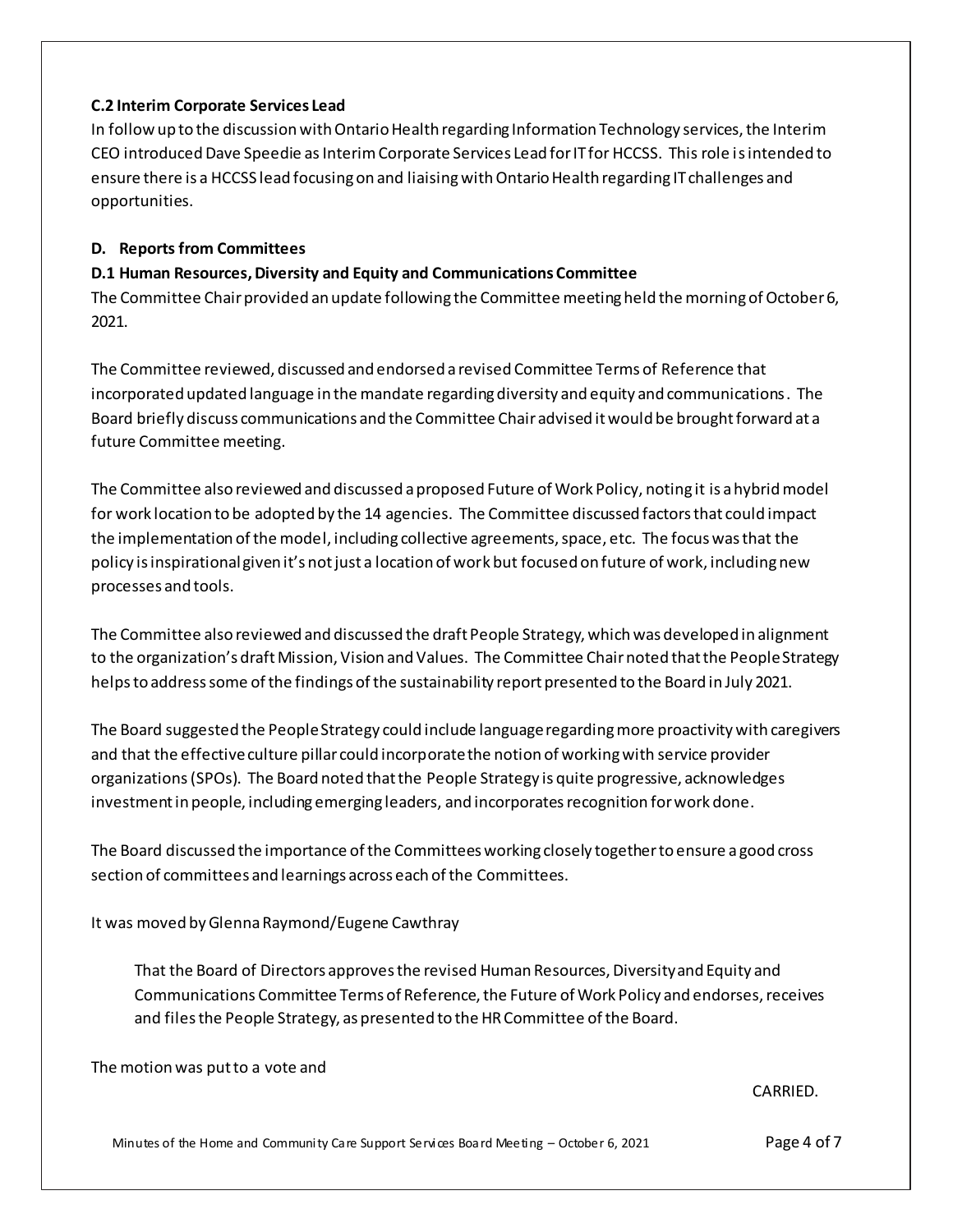**C.2 Interim Corporate Services Lead**

In follow up to the discussion with Ontario Health regarding Information Technology services, the Interim CEO introduced Dave Speedie as Interim Corporate Services Lead for IT for HCCSS. This role is intended to ensure there is a HCCSS lead focusing on and liaising with Ontario Health regarding IT challenges and opportunities.

**D. Reports from Committees**

**D.1 Human Resources, Diversity and Equity and Communications Committee**

The Committee Chair provided an update following the Committee meeting held the morning of October 6, 2021.

The Committee reviewed, discussed and endorsed a revised Committee Terms of Reference that incorporated updated language in the mandate regarding diversity and equity and communications. The Board briefly discuss communications and the Committee Chair advised it would be brought forward at a future Committee meeting.

The Committee also reviewed and discussed a proposed Future of Work Policy, noting it is a hybrid model for work location to be adopted by the 14 agencies. The Committee discussed factors that could impact the implementation of the model, including collective agreements, space, etc. The focus was that the policy is inspirational given it's not just a location of work but focused on future of work, including new processes and tools.

The Committee also reviewed and discussed the draft People Strategy, which was developed in alignment to the organization's draft Mission, Vision and Values. The Committee Chair noted that the People Strategy helps to address some of the findings of the sustainability report presented to the Board in July 2021.

The Board suggested the People Strategy could include language regarding more proactivity with caregivers and that the effective culture pillar could incorporate the notion of working with service provider organizations (SPOs). The Board noted that the People Strategy is quite progressive, acknowledges investment in people, including emerging leaders, and incorporates recognition for work done.

The Board discussed the importance of the Committees working closely together to ensure a good cross section of committees and learnings across each of the Committees.

It was moved by Glenna Raymond/Eugene Cawthray

> That the Board of Directors approves the revised Human Resources, Diversity and Equity and Communications Committee Terms of Reference, the Future of Work Policy and endorses, receives and files the People Strategy, as presented to the HR Committee of the Board.

The motion was put to a vote and

CARRIED.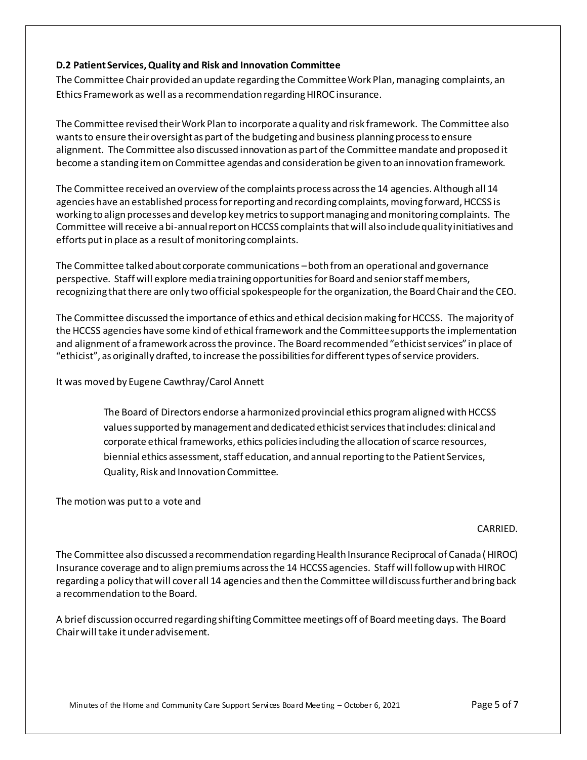**D.2 Patient Services, Quality and Risk and Innovation Committee**

The Committee Chair provided an update regarding the Committee Work Plan, managing complaints, an Ethics Framework as well as a recommendation regarding HIROC insurance.

The Committee revised their Work Plan to incorporate a quality and risk framework. The Committee also wants to ensure their oversight as part of the budgeting and business planning process to ensure alignment. The Committee also discussed innovation as part of the Committee mandate and proposed it become a standing item on Committee agendas and consideration be given to an innovation framework.

The Committee received an overview of the complaints process across the 14 agencies. Although all 14 agencies have an established process for reporting and recording complaints, moving forward, HCCSS is working to align processes and develop key metrics to support managing and monitoring complaints. The Committee will receive a bi-annual report on HCCSS complaints that will also include quality initiatives and efforts put in place as a result of monitoring complaints.

The Committee talked about corporate communications – both from an operational and governance perspective. Staff will explore media training opportunities for Board and senior staff members, recognizing that there are only two official spokespeople for the organization, the Board Chair and the CEO.

The Committee discussed the importance of ethics and ethical decision making for HCCSS. The majority of the HCCSS agencies have some kind of ethical framework and the Committee supports the implementation and alignment of a framework across the province. The Board recommended "ethicist services" in place of "ethicist", as originally drafted, to increase the possibilities for different types of service providers.

It was moved by Eugene Cawthray/Carol Annett

> The Board of Directors endorse a harmonized provincial ethics program aligned with HCCSS values supported by management and dedicated ethicist services that includes: clinical and corporate ethical frameworks, ethics policies including the allocation of scarce resources, biennial ethics assessment, staff education, and annual reporting to the Patient Services, Quality, Risk and Innovation Committee.

The motion was put to a vote and

CARRIED.

The Committee also discussed a recommendation regarding Health Insurance Reciprocal of Canada (HIROC) Insurance coverage and to align premiums across the 14 HCCSS agencies. Staff will follow up with HIROC regarding a policy that will cover all 14 agencies and then the Committee will discuss further and bring back a recommendation to the Board.

A brief discussion occurred regarding shifting Committee meetings off of Board meeting days. The Board Chair will take it under advisement.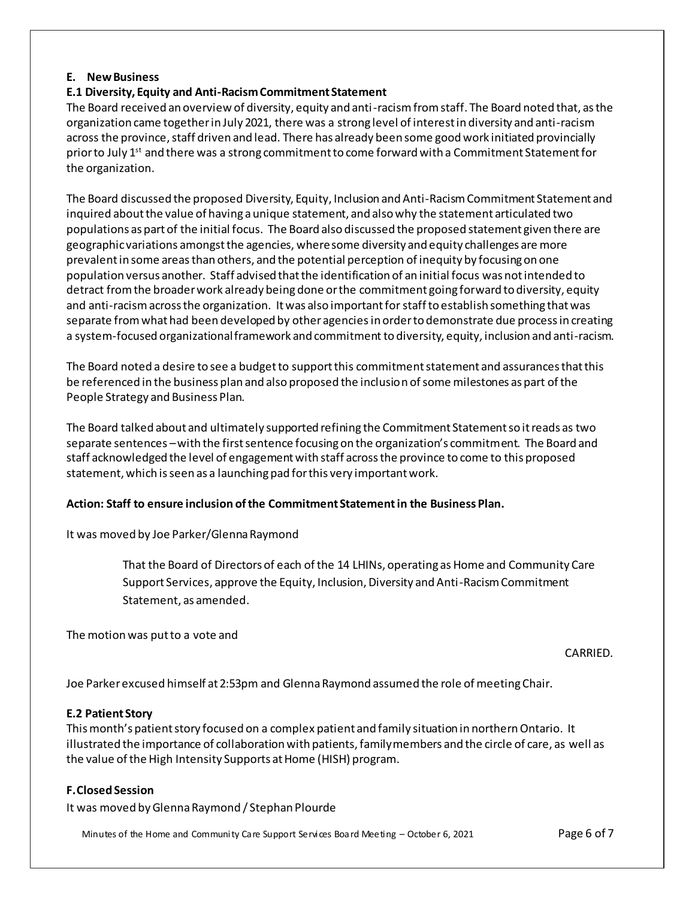## E. New Business

### E.1 Diversity, Equity and Anti-Racism Commitment Statement

The Board received an overview of diversity, equity and anti-racism from staff. The Board noted that, as the organization came together in July 2021, there was a strong level of interest in diversity and anti-racism across the province, staff driven and lead. There has already been some good work initiated provincially prior to July 1st and there was a strong commitment to come forward with a Commitment Statement for the organization.

The Board discussed the proposed Diversity, Equity, Inclusion and Anti-Racism Commitment Statement and inquired about the value of having a unique statement, and also why the statement articulated two populations as part of the initial focus. The Board also discussed the proposed statement given there are geographic variations amongst the agencies, where some diversity and equity challenges are more prevalent in some areas than others, and the potential perception of inequity by focusing on one population versus another. Staff advised that the identification of an initial focus was not intended to detract from the broader work already being done or the commitment going forward to diversity, equity and anti-racism across the organization. It was also important for staff to establish something that was separate from what had been developed by other agencies in order to demonstrate due process in creating a system-focused organizational framework and commitment to diversity, equity, inclusion and anti-racism.

The Board noted a desire to see a budget to support this commitment statement and assurances that this be referenced in the business plan and also proposed the inclusion of some milestones as part of the People Strategy and Business Plan.

The Board talked about and ultimately supported refining the Commitment Statement so it reads as two separate sentences – with the first sentence focusing on the organization's commitment. The Board and staff acknowledged the level of engagement with staff across the province to come to this proposed statement, which is seen as a launching pad for this very important work.

**Action: Staff to ensure inclusion of the Commitment Statement in the Business Plan.**

It was moved by Joe Parker/Glenna Raymond

> That the Board of Directors of each of the 14 LHINs, operating as Home and Community Care Support Services, approve the Equity, Inclusion, Diversity and Anti-Racism Commitment Statement, as amended.

The motion was put to a vote and

CARRIED.

Joe Parker excused himself at 2:53pm and Glenna Raymond assumed the role of meeting Chair.

### E.2 Patient Story

This month's patient story focused on a complex patient and family situation in northern Ontario. It illustrated the importance of collaboration with patients, family members and the circle of care, as well as the value of the High Intensity Supports at Home (HISH) program.

## F. Closed Session

It was moved by Glenna Raymond / Stephan Plourde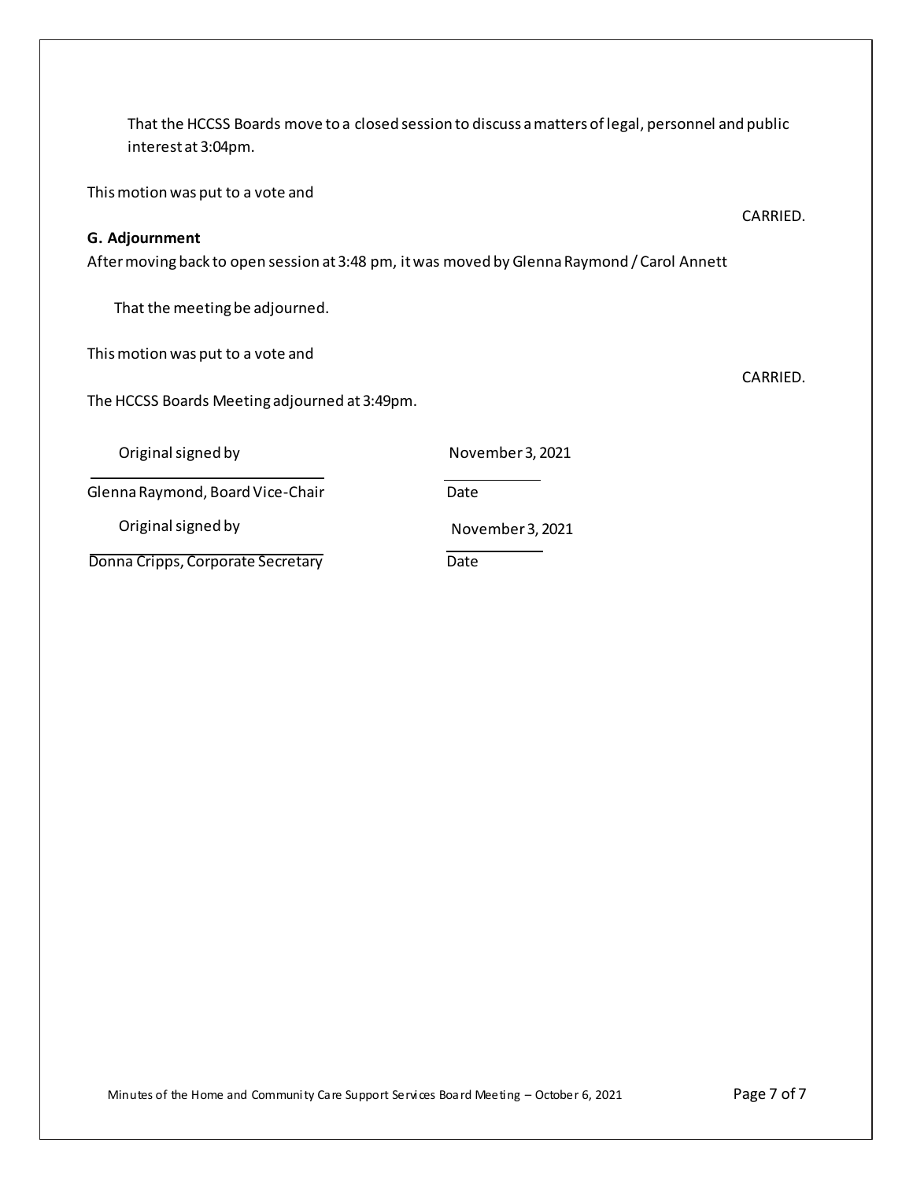That the HCCSS Boards move to a closed session to discuss a matters of legal, personnel and public interest at 3:04pm.

This motion was put to a vote and

CARRIED.

**G. Adjournment**

After moving back to open session at 3:48 pm, it was moved by Glenna Raymond / Carol Annett

That the meeting be adjourned.

This motion was put to a vote and

CARRIED.

The HCCSS Boards Meeting adjourned at 3:49pm.

| | |
|---|---|
| Original signed by | November 3, 2021 |
| Glenna Raymond, Board Vice-Chair | Date |
| Original signed by | November 3, 2021 |
| Donna Cripps, Corporate Secretary | Date |